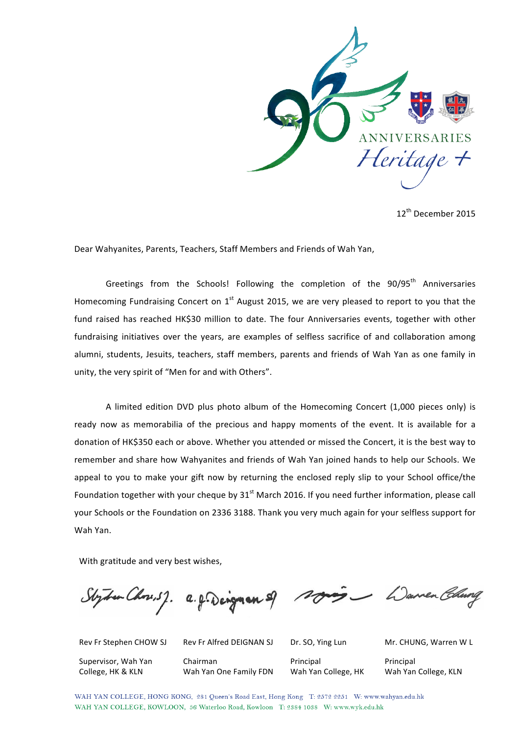ANNIVERSARIES

*Heritage +*

12th December 2015

Dear Wahyanites, Parents, Teachers, Staff Members and Friends of Wah Yan,

Greetings from the Schools! Following the completion of the 90/95th Anniversaries Homecoming Fundraising Concert on 1st August 2015, we are very pleased to report to you that the fund raised has reached HK$30 million to date. The four Anniversaries events, together with other fundraising initiatives over the years, are examples of selfless sacrifice of and collaboration among alumni, students, Jesuits, teachers, staff members, parents and friends of Wah Yan as one family in unity, the very spirit of "Men for and with Others".

A limited edition DVD plus photo album of the Homecoming Concert (1,000 pieces only) is ready now as memorabilia of the precious and happy moments of the event. It is available for a donation of HK$350 each or above. Whether you attended or missed the Concert, it is the best way to remember and share how Wahyanites and friends of Wah Yan joined hands to help our Schools. We appeal to you to make your gift now by returning the enclosed reply slip to your School office/the Foundation together with your cheque by 31st March 2016. If you need further information, please call your Schools or the Foundation on 2336 3188. Thank you very much again for your selfless support for Wah Yan.

With gratitude and very best wishes,

| Rev Fr Stephen CHOW SJ | Rev Fr Alfred DEIGNAN SJ | Dr. SO, Ying Lun | Mr. CHUNG, Warren W L |
|---|---|---|---|
| Supervisor, Wah Yan College, HK & KLN | Chairman Wah Yan One Family FDN | Principal Wah Yan College, HK | Principal Wah Yan College, KLN |

WAH YAN COLLEGE, HONG KONG, 281 Queen's Road East, Hong Kong T: 2572 2251 W: www.wahyan.edu.hk
WAH YAN COLLEGE, KOWLOON, 56 Waterloo Road, Kowloon T: 2384 1038 W: www.wyk.edu.hk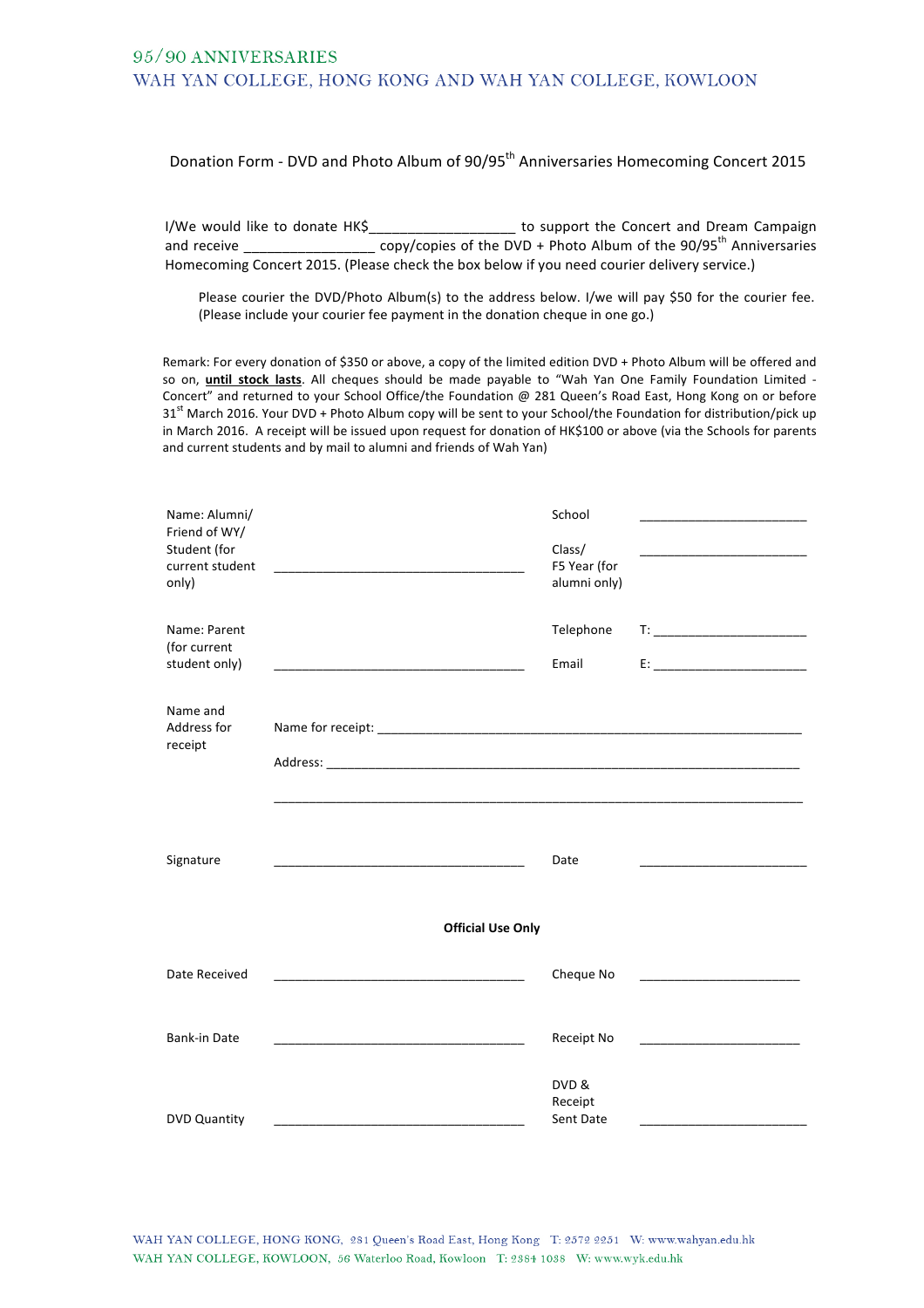95/90 ANNIVERSARIES
WAH YAN COLLEGE, HONG KONG AND WAH YAN COLLEGE, KOWLOON

## Donation Form - DVD and Photo Album of 90/95th Anniversaries Homecoming Concert 2015

I/We would like to donate HK$___________________ to support the Concert and Dream Campaign and receive _________________ copy/copies of the DVD + Photo Album of the 90/95th Anniversaries Homecoming Concert 2015. (Please check the box below if you need courier delivery service.)

Please courier the DVD/Photo Album(s) to the address below. I/we will pay $50 for the courier fee. (Please include your courier fee payment in the donation cheque in one go.)

Remark: For every donation of $350 or above, a copy of the limited edition DVD + Photo Album will be offered and so on, **until stock lasts**. All cheques should be made payable to "Wah Yan One Family Foundation Limited - Concert" and returned to your School Office/the Foundation @ 281 Queen's Road East, Hong Kong on or before 31st March 2016. Your DVD + Photo Album copy will be sent to your School/the Foundation for distribution/pick up in March 2016. A receipt will be issued upon request for donation of HK$100 or above (via the Schools for parents and current students and by mail to alumni and friends of Wah Yan)

| | | | |
|---|---|---|---|
| Name: Alumni/ Friend of WY/ Student (for current student only) | _________________________ | School | _________________________ |
| | | Class/ F5 Year (for alumni only) | _________________________ |
| Name: Parent (for current student only) | _________________________ | Telephone | T: _______________________ |
| | | Email | E: _______________________ |

Name and Address for receipt

Name for receipt: ____________________________________________

Address: ____________________________________________

____________________________________________

| | | | |
|---|---|---|---|
| Signature | _________________________ | Date | _________________________ |

**Official Use Only**

| | | | |
|---|---|---|---|
| Date Received | _________________________ | Cheque No | _________________________ |
| Bank-in Date | _________________________ | Receipt No | _________________________ |
| DVD Quantity | _________________________ | DVD & Receipt Sent Date | _________________________ |

WAH YAN COLLEGE, HONG KONG, 281 Queen's Road East, Hong Kong T: 2572 2251 W: www.wahyan.edu.hk
WAH YAN COLLEGE, KOWLOON, 56 Waterloo Road, Kowloon T: 2384 1038 W: www.wyk.edu.hk